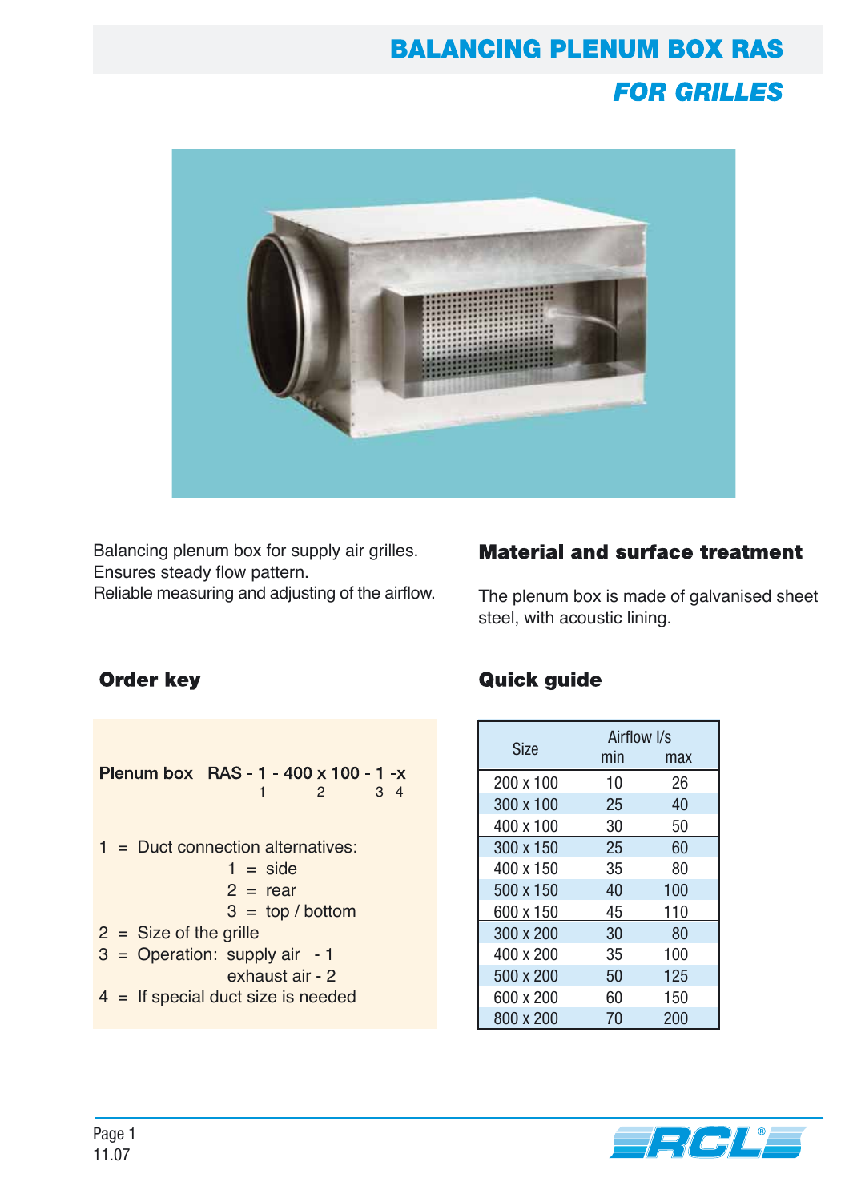# BALANCING PLENUM BOX RAS

## *FOR GRILLES*

Balancing plenum box for supply air grilles.
Ensures steady flow pattern.
Reliable measuring and adjusting of the airflow.

## Material and surface treatment

The plenum box is made of galvanised sheet steel, with acoustic lining.

## Order key

```
Plenum box   RAS - 1 - 400 x 100 - 1 -x
                   1       2       3  4
```

1 = Duct connection alternatives:
- 1 = side
- 2 = rear
- 3 = top / bottom

2 = Size of the grille

3 = Operation: supply air - 1
exhaust air - 2

4 = If special duct size is needed

## Quick guide

| Size | Airflow l/s min | Airflow l/s max |
|---|---|---|
| 200 x 100 | 10 | 26 |
| 300 x 100 | 25 | 40 |
| 400 x 100 | 30 | 50 |
| 300 x 150 | 25 | 60 |
| 400 x 150 | 35 | 80 |
| 500 x 150 | 40 | 100 |
| 600 x 150 | 45 | 110 |
| 300 x 200 | 30 | 80 |
| 400 x 200 | 35 | 100 |
| 500 x 200 | 50 | 125 |
| 600 x 200 | 60 | 150 |
| 800 x 200 | 70 | 200 |

11.07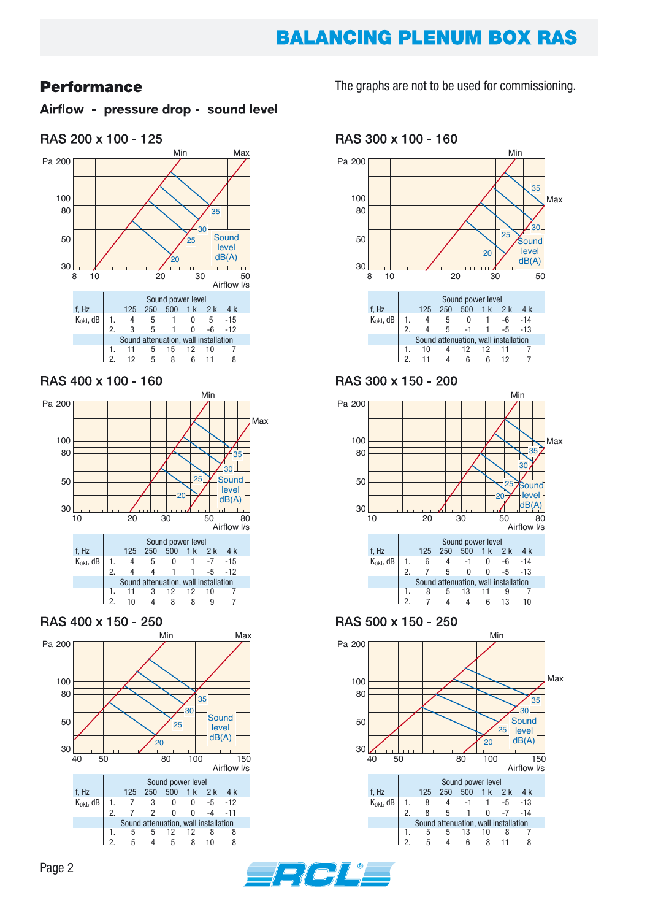# BALANCING PLENUM BOX RAS

## Performance

The graphs are not to be used for commissioning.

### Airflow - pressure drop - sound level

### RAS 200 x 100 - 125

| f, Hz | | 125 | 250 | 500 | 1 k | 2 k | 4 k |
|---|---|---|---|---|---|---|---|
| | | Sound power level | | | | | |
| $K_{okt}$, dB | 1. | 4 | 5 | 1 | 0 | 5 | -15 |
| | 2. | 3 | 5 | 1 | 0 | -6 | -12 |
| | | Sound attenuation, wall installation | | | | | |
| | 1. | 11 | 5 | 15 | 12 | 10 | 7 |
| | 2. | 12 | 5 | 8 | 6 | 11 | 8 |

### RAS 300 x 100 - 160

| f, Hz | | 125 | 250 | 500 | 1 k | 2 k | 4 k |
|---|---|---|---|---|---|---|---|
| | | Sound power level | | | | | |
| $K_{okt}$, dB | 1. | 4 | 5 | 0 | 1 | -6 | -14 |
| | 2. | 4 | 5 | -1 | 1 | -5 | -13 |
| | | Sound attenuation, wall installation | | | | | |
| | 1. | 10 | 4 | 12 | 12 | 11 | 7 |
| | 2. | 11 | 4 | 6 | 6 | 12 | 7 |

### RAS 400 x 100 - 160

| f, Hz | | 125 | 250 | 500 | 1 k | 2 k | 4 k |
|---|---|---|---|---|---|---|---|
| | | Sound power level | | | | | |
| $K_{okt}$, dB | 1. | 4 | 5 | 0 | 1 | -7 | -15 |
| | 2. | 4 | 4 | 1 | 1 | -5 | -12 |
| | | Sound attenuation, wall installation | | | | | |
| | 1. | 11 | 3 | 12 | 12 | 10 | 7 |
| | 2. | 10 | 4 | 8 | 8 | 9 | 7 |

### RAS 300 x 150 - 200

| f, Hz | | 125 | 250 | 500 | 1 k | 2 k | 4 k |
|---|---|---|---|---|---|---|---|
| | | Sound power level | | | | | |
| $K_{okt}$, dB | 1. | 6 | 4 | -1 | 0 | -6 | -14 |
| | 2. | 7 | 5 | 0 | 0 | -5 | -13 |
| | | Sound attenuation, wall installation | | | | | |
| | 1. | 8 | 5 | 13 | 11 | 9 | 7 |
| | 2. | 7 | 4 | 4 | 6 | 13 | 10 |

### RAS 400 x 150 - 250

| f, Hz | | 125 | 250 | 500 | 1 k | 2 k | 4 k |
|---|---|---|---|---|---|---|---|
| | | Sound power level | | | | | |
| $K_{okt}$, dB | 1. | 7 | 3 | 0 | 0 | -5 | -12 |
| | 2. | 7 | 2 | 0 | 0 | -4 | -11 |
| | | Sound attenuation, wall installation | | | | | |
| | 1. | 5 | 5 | 12 | 12 | 8 | 8 |
| | 2. | 5 | 4 | 5 | 8 | 10 | 8 |

### RAS 500 x 150 - 250

| f, Hz | | 125 | 250 | 500 | 1 k | 2 k | 4 k |
|---|---|---|---|---|---|---|---|
| | | Sound power level | | | | | |
| $K_{okt}$, dB | 1. | 8 | 4 | -1 | 1 | -5 | -13 |
| | 2. | 8 | 5 | 1 | 0 | -7 | -14 |
| | | Sound attenuation, wall installation | | | | | |
| | 1. | 5 | 5 | 13 | 10 | 8 | 7 |
| | 2. | 5 | 4 | 6 | 8 | 11 | 8 |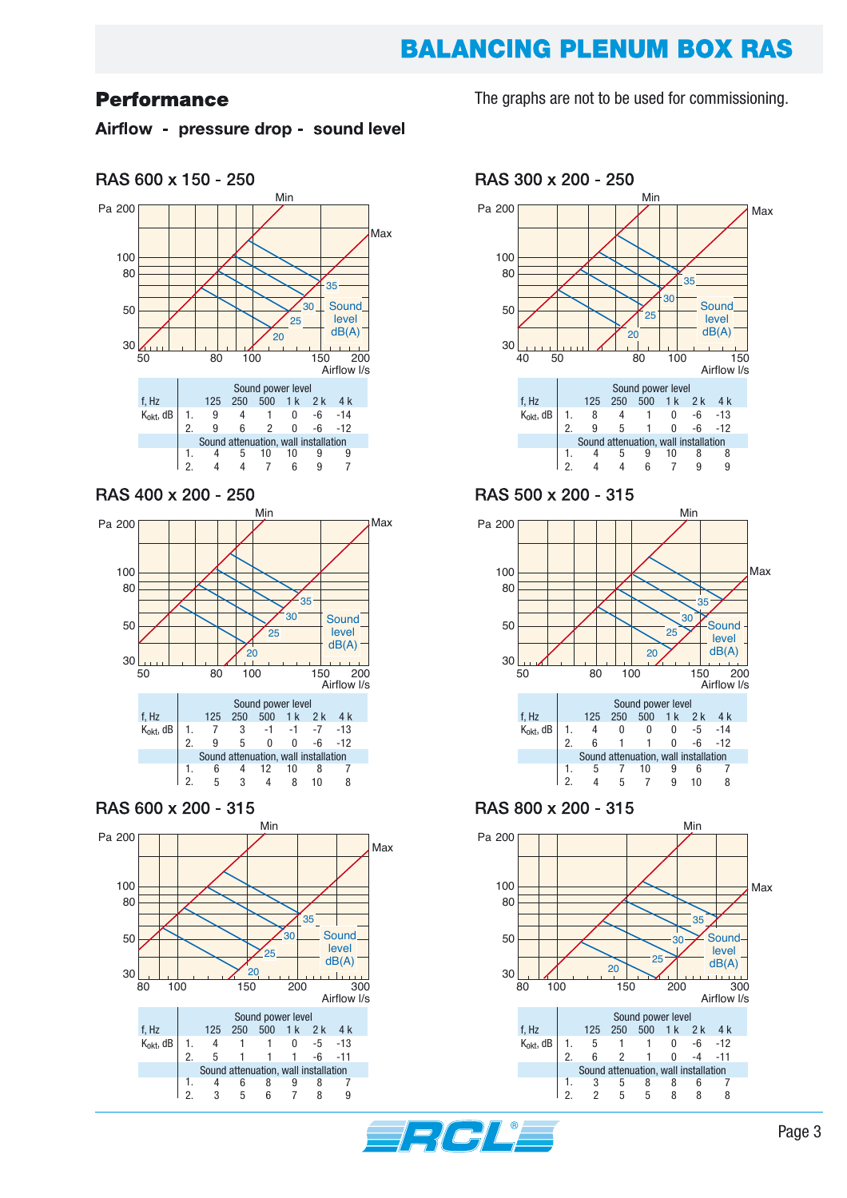## Performance

The graphs are not to be used for commissioning.

### Airflow - pressure drop - sound level

### RAS 600 x 150 - 250

| f, Hz | | 125 | 250 | 500 | 1 k | 2 k | 4 k |
|---|---|---|---|---|---|---|---|
| Sound power level | | | | | | | |
| $K_{okt}$, dB | 1. | 9 | 4 | 1 | 0 | -6 | -14 |
| | 2. | 9 | 6 | 2 | 0 | -6 | -12 |
| Sound attenuation, wall installation | | | | | | | |
| | 1. | 4 | 5 | 10 | 10 | 9 | 9 |
| | 2. | 4 | 4 | 7 | 6 | 9 | 7 |

### RAS 300 x 200 - 250

| f, Hz | | 125 | 250 | 500 | 1 k | 2 k | 4 k |
|---|---|---|---|---|---|---|---|
| Sound power level | | | | | | | |
| $K_{okt}$, dB | 1. | 8 | 4 | 1 | 0 | -6 | -13 |
| | 2. | 9 | 5 | 1 | 0 | -6 | -12 |
| Sound attenuation, wall installation | | | | | | | |
| | 1. | 4 | 5 | 9 | 10 | 8 | 8 |
| | 2. | 4 | 4 | 6 | 7 | 9 | 9 |

### RAS 400 x 200 - 250

| f, Hz | | 125 | 250 | 500 | 1 k | 2 k | 4 k |
|---|---|---|---|---|---|---|---|
| Sound power level | | | | | | | |
| $K_{okt}$, dB | 1. | 7 | 3 | -1 | -1 | -7 | -13 |
| | 2. | 9 | 5 | 0 | 0 | -6 | -12 |
| Sound attenuation, wall installation | | | | | | | |
| | 1. | 6 | 4 | 12 | 10 | 8 | 7 |
| | 2. | 5 | 3 | 4 | 8 | 10 | 8 |

### RAS 500 x 200 - 315

| f, Hz | | 125 | 250 | 500 | 1 k | 2 k | 4 k |
|---|---|---|---|---|---|---|---|
| Sound power level | | | | | | | |
| $K_{okt}$, dB | 1. | 4 | 0 | 0 | 0 | -5 | -14 |
| | 2. | 6 | 1 | 1 | 0 | -6 | -12 |
| Sound attenuation, wall installation | | | | | | | |
| | 1. | 5 | 7 | 10 | 9 | 6 | 7 |
| | 2. | 4 | 5 | 7 | 9 | 10 | 8 |

### RAS 600 x 200 - 315

| f, Hz | | 125 | 250 | 500 | 1 k | 2 k | 4 k |
|---|---|---|---|---|---|---|---|
| Sound power level | | | | | | | |
| $K_{okt}$, dB | 1. | 4 | 1 | 1 | 0 | -5 | -13 |
| | 2. | 5 | 1 | 1 | 1 | -6 | -11 |
| Sound attenuation, wall installation | | | | | | | |
| | 1. | 4 | 6 | 8 | 9 | 8 | 7 |
| | 2. | 3 | 5 | 6 | 7 | 8 | 9 |

### RAS 800 x 200 - 315

| f, Hz | | 125 | 250 | 500 | 1 k | 2 k | 4 k |
|---|---|---|---|---|---|---|---|
| Sound power level | | | | | | | |
| $K_{okt}$, dB | 1. | 5 | 1 | 1 | 0 | -6 | -12 |
| | 2. | 6 | 2 | 1 | 0 | -4 | -11 |
| Sound attenuation, wall installation | | | | | | | |
| | 1. | 3 | 5 | 8 | 8 | 6 | 7 |
| | 2. | 2 | 5 | 5 | 8 | 8 | 8 |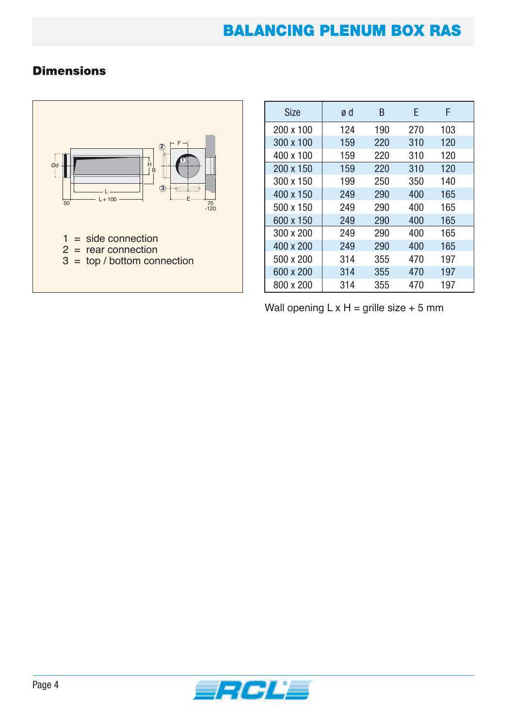# BALANCING PLENUM BOX RAS

## Dimensions

Ød
H
B
L
L + 100
50
F
E
70
-120
②
①
③

1 = side connection
2 = rear connection
3 = top / bottom connection

| Size | ø d | B | E | F |
|---|---|---|---|---|
| 200 x 100 | 124 | 190 | 270 | 103 |
| 300 x 100 | 159 | 220 | 310 | 120 |
| 400 x 100 | 159 | 220 | 310 | 120 |
| 200 x 150 | 159 | 220 | 310 | 120 |
| 300 x 150 | 199 | 250 | 350 | 140 |
| 400 x 150 | 249 | 290 | 400 | 165 |
| 500 x 150 | 249 | 290 | 400 | 165 |
| 600 x 150 | 249 | 290 | 400 | 165 |
| 300 x 200 | 249 | 290 | 400 | 165 |
| 400 x 200 | 249 | 290 | 400 | 165 |
| 500 x 200 | 314 | 355 | 470 | 197 |
| 600 x 200 | 314 | 355 | 470 | 197 |
| 800 x 200 | 314 | 355 | 470 | 197 |

Wall opening L x H = grille size + 5 mm

RCL®